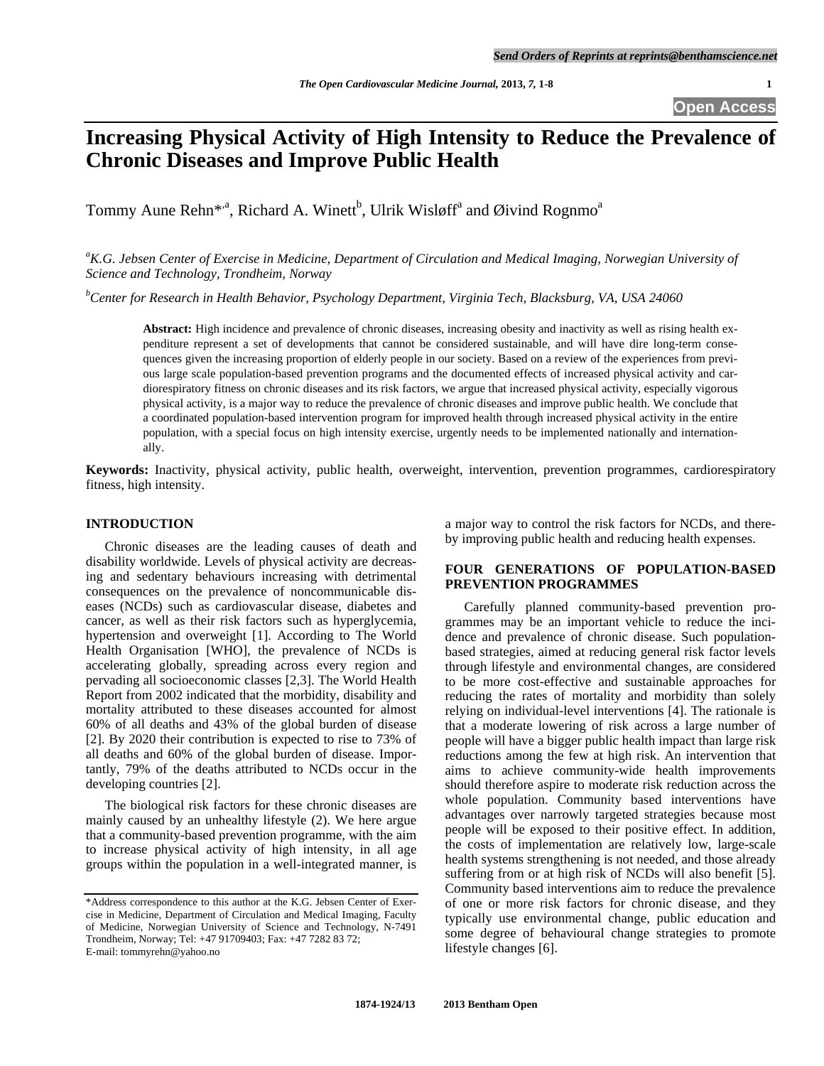# Increasing Physical Activity of High Intensity to Reduce the Prevalence of Chronic Diseases and Improve Public Health

Tommy Aune Rehn*[,a], Richard A. Winett[b], Ulrik Wisløff[a] and Øivind Rognmo[a]

[a]*K.G. Jebsen Center of Exercise in Medicine, Department of Circulation and Medical Imaging, Norwegian University of Science and Technology, Trondheim, Norway*

[b]*Center for Research in Health Behavior, Psychology Department, Virginia Tech, Blacksburg, VA, USA 24060*

**Abstract:** High incidence and prevalence of chronic diseases, increasing obesity and inactivity as well as rising health expenditure represent a set of developments that cannot be considered sustainable, and will have dire long-term consequences given the increasing proportion of elderly people in our society. Based on a review of the experiences from previous large scale population-based prevention programs and the documented effects of increased physical activity and cardiorespiratory fitness on chronic diseases and its risk factors, we argue that increased physical activity, especially vigorous physical activity, is a major way to reduce the prevalence of chronic diseases and improve public health. We conclude that a coordinated population-based intervention program for improved health through increased physical activity in the entire population, with a special focus on high intensity exercise, urgently needs to be implemented nationally and internationally.

**Keywords:** Inactivity, physical activity, public health, overweight, intervention, prevention programmes, cardiorespiratory fitness, high intensity.

## INTRODUCTION

Chronic diseases are the leading causes of death and disability worldwide. Levels of physical activity are decreasing and sedentary behaviours increasing with detrimental consequences on the prevalence of noncommunicable diseases (NCDs) such as cardiovascular disease, diabetes and cancer, as well as their risk factors such as hyperglycemia, hypertension and overweight [1]. According to The World Health Organisation [WHO], the prevalence of NCDs is accelerating globally, spreading across every region and pervading all socioeconomic classes [2,3]. The World Health Report from 2002 indicated that the morbidity, disability and mortality attributed to these diseases accounted for almost 60% of all deaths and 43% of the global burden of disease [2]. By 2020 their contribution is expected to rise to 73% of all deaths and 60% of the global burden of disease. Importantly, 79% of the deaths attributed to NCDs occur in the developing countries [2].

The biological risk factors for these chronic diseases are mainly caused by an unhealthy lifestyle (2). We here argue that a community-based prevention programme, with the aim to increase physical activity of high intensity, in all age groups within the population in a well-integrated manner, is a major way to control the risk factors for NCDs, and thereby improving public health and reducing health expenses.

## FOUR GENERATIONS OF POPULATION-BASED PREVENTION PROGRAMMES

Carefully planned community-based prevention programmes may be an important vehicle to reduce the incidence and prevalence of chronic disease. Such population-based strategies, aimed at reducing general risk factor levels through lifestyle and environmental changes, are considered to be more cost-effective and sustainable approaches for reducing the rates of mortality and morbidity than solely relying on individual-level interventions [4]. The rationale is that a moderate lowering of risk across a large number of people will have a bigger public health impact than large risk reductions among the few at high risk. An intervention that aims to achieve community-wide health improvements should therefore aspire to moderate risk reduction across the whole population. Community based interventions have advantages over narrowly targeted strategies because most people will be exposed to their positive effect. In addition, the costs of implementation are relatively low, large-scale health systems strengthening is not needed, and those already suffering from or at high risk of NCDs will also benefit [5]. Community based interventions aim to reduce the prevalence of one or more risk factors for chronic disease, and they typically use environmental change, public education and some degree of behavioural change strategies to promote lifestyle changes [6].

*Address correspondence to this author at the K.G. Jebsen Center of Exercise in Medicine, Department of Circulation and Medical Imaging, Faculty of Medicine, Norwegian University of Science and Technology, N-7491 Trondheim, Norway; Tel: +47 91709403; Fax: +47 7282 83 72; E-mail: tommyrehn@yahoo.no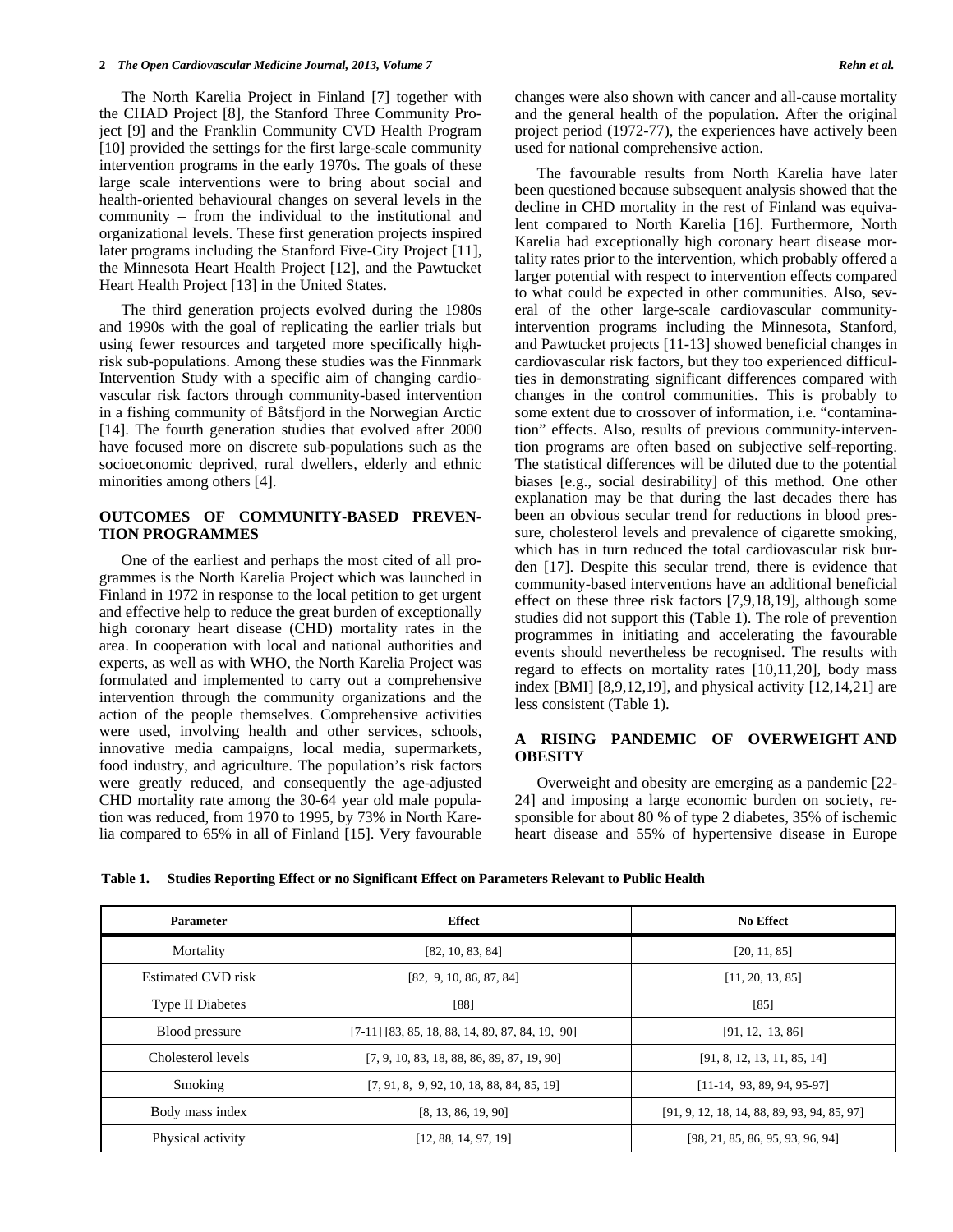The North Karelia Project in Finland [7] together with the CHAD Project [8], the Stanford Three Community Project [9] and the Franklin Community CVD Health Program [10] provided the settings for the first large-scale community intervention programs in the early 1970s. The goals of these large scale interventions were to bring about social and health-oriented behavioural changes on several levels in the community – from the individual to the institutional and organizational levels. These first generation projects inspired later programs including the Stanford Five-City Project [11], the Minnesota Heart Health Project [12], and the Pawtucket Heart Health Project [13] in the United States.

The third generation projects evolved during the 1980s and 1990s with the goal of replicating the earlier trials but using fewer resources and targeted more specifically high-risk sub-populations. Among these studies was the Finnmark Intervention Study with a specific aim of changing cardiovascular risk factors through community-based intervention in a fishing community of Båtsfjord in the Norwegian Arctic [14]. The fourth generation studies that evolved after 2000 have focused more on discrete sub-populations such as the socioeconomic deprived, rural dwellers, elderly and ethnic minorities among others [4].

## OUTCOMES OF COMMUNITY-BASED PREVENTION PROGRAMMES

One of the earliest and perhaps the most cited of all programmes is the North Karelia Project which was launched in Finland in 1972 in response to the local petition to get urgent and effective help to reduce the great burden of exceptionally high coronary heart disease (CHD) mortality rates in the area. In cooperation with local and national authorities and experts, as well as with WHO, the North Karelia Project was formulated and implemented to carry out a comprehensive intervention through the community organizations and the action of the people themselves. Comprehensive activities were used, involving health and other services, schools, innovative media campaigns, local media, supermarkets, food industry, and agriculture. The population's risk factors were greatly reduced, and consequently the age-adjusted CHD mortality rate among the 30-64 year old male population was reduced, from 1970 to 1995, by 73% in North Karelia compared to 65% in all of Finland [15]. Very favourable changes were also shown with cancer and all-cause mortality and the general health of the population. After the original project period (1972-77), the experiences have actively been used for national comprehensive action.

The favourable results from North Karelia have later been questioned because subsequent analysis showed that the decline in CHD mortality in the rest of Finland was equivalent compared to North Karelia [16]. Furthermore, North Karelia had exceptionally high coronary heart disease mortality rates prior to the intervention, which probably offered a larger potential with respect to intervention effects compared to what could be expected in other communities. Also, several of the other large-scale cardiovascular community-intervention programs including the Minnesota, Stanford, and Pawtucket projects [11-13] showed beneficial changes in cardiovascular risk factors, but they too experienced difficulties in demonstrating significant differences compared with changes in the control communities. This is probably to some extent due to crossover of information, i.e. "contamination" effects. Also, results of previous community-intervention programs are often based on subjective self-reporting. The statistical differences will be diluted due to the potential biases [e.g., social desirability] of this method. One other explanation may be that during the last decades there has been an obvious secular trend for reductions in blood pressure, cholesterol levels and prevalence of cigarette smoking, which has in turn reduced the total cardiovascular risk burden [17]. Despite this secular trend, there is evidence that community-based interventions have an additional beneficial effect on these three risk factors [7,9,18,19], although some studies did not support this (Table **1**). The role of prevention programmes in initiating and accelerating the favourable events should nevertheless be recognised. The results with regard to effects on mortality rates [10,11,20], body mass index [BMI] [8,9,12,19], and physical activity [12,14,21] are less consistent (Table **1**).

## A RISING PANDEMIC OF OVERWEIGHT AND OBESITY

Overweight and obesity are emerging as a pandemic [22-24] and imposing a large economic burden on society, responsible for about 80 % of type 2 diabetes, 35% of ischemic heart disease and 55% of hypertensive disease in Europe

**Table 1. Studies Reporting Effect or no Significant Effect on Parameters Relevant to Public Health**

| Parameter | Effect | No Effect |
|---|---|---|
| Mortality | [82, 10, 83, 84] | [20, 11, 85] |
| Estimated CVD risk | [82, 9, 10, 86, 87, 84] | [11, 20, 13, 85] |
| Type II Diabetes | [88] | [85] |
| Blood pressure | [7-11] [83, 85, 18, 88, 14, 89, 87, 84, 19, 90] | [91, 12, 13, 86] |
| Cholesterol levels | [7, 9, 10, 83, 18, 88, 86, 89, 87, 19, 90] | [91, 8, 12, 13, 11, 85, 14] |
| Smoking | [7, 91, 8, 9, 92, 10, 18, 88, 84, 85, 19] | [11-14, 93, 89, 94, 95-97] |
| Body mass index | [8, 13, 86, 19, 90] | [91, 9, 12, 18, 14, 88, 89, 93, 94, 85, 97] |
| Physical activity | [12, 88, 14, 97, 19] | [98, 21, 85, 86, 95, 93, 96, 94] |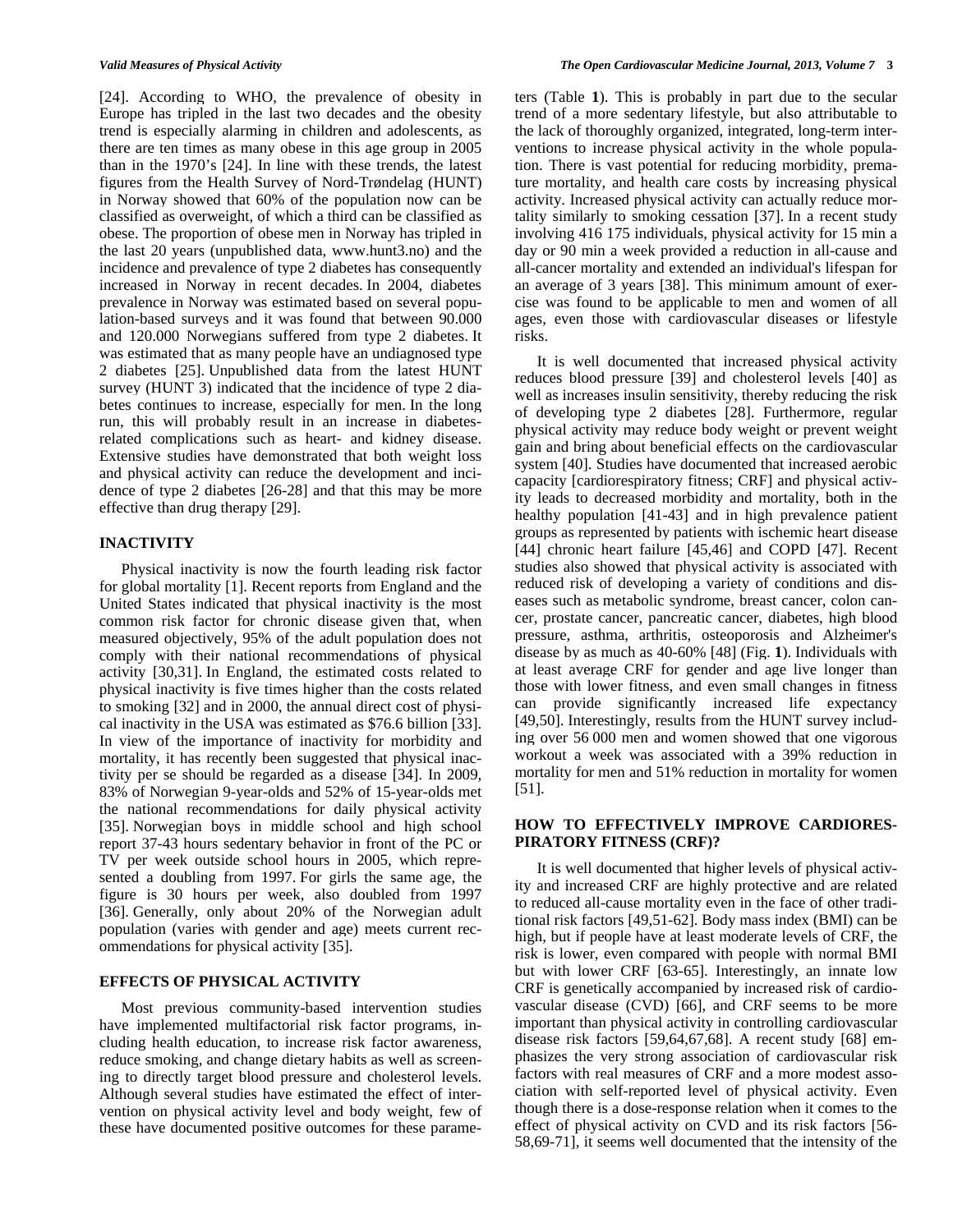[24]. According to WHO, the prevalence of obesity in Europe has tripled in the last two decades and the obesity trend is especially alarming in children and adolescents, as there are ten times as many obese in this age group in 2005 than in the 1970's [24]. In line with these trends, the latest figures from the Health Survey of Nord-Trøndelag (HUNT) in Norway showed that 60% of the population now can be classified as overweight, of which a third can be classified as obese. The proportion of obese men in Norway has tripled in the last 20 years (unpublished data, www.hunt3.no) and the incidence and prevalence of type 2 diabetes has consequently increased in Norway in recent decades. In 2004, diabetes prevalence in Norway was estimated based on several population-based surveys and it was found that between 90.000 and 120.000 Norwegians suffered from type 2 diabetes. It was estimated that as many people have an undiagnosed type 2 diabetes [25]. Unpublished data from the latest HUNT survey (HUNT 3) indicated that the incidence of type 2 diabetes continues to increase, especially for men. In the long run, this will probably result in an increase in diabetes-related complications such as heart- and kidney disease. Extensive studies have demonstrated that both weight loss and physical activity can reduce the development and incidence of type 2 diabetes [26-28] and that this may be more effective than drug therapy [29].

## INACTIVITY

Physical inactivity is now the fourth leading risk factor for global mortality [1]. Recent reports from England and the United States indicated that physical inactivity is the most common risk factor for chronic disease given that, when measured objectively, 95% of the adult population does not comply with their national recommendations of physical activity [30,31]. In England, the estimated costs related to physical inactivity is five times higher than the costs related to smoking [32] and in 2000, the annual direct cost of physical inactivity in the USA was estimated as \$76.6 billion [33]. In view of the importance of inactivity for morbidity and mortality, it has recently been suggested that physical inactivity per se should be regarded as a disease [34]. In 2009, 83% of Norwegian 9-year-olds and 52% of 15-year-olds met the national recommendations for daily physical activity [35]. Norwegian boys in middle school and high school report 37-43 hours sedentary behavior in front of the PC or TV per week outside school hours in 2005, which represented a doubling from 1997. For girls the same age, the figure is 30 hours per week, also doubled from 1997 [36]. Generally, only about 20% of the Norwegian adult population (varies with gender and age) meets current recommendations for physical activity [35].

## EFFECTS OF PHYSICAL ACTIVITY

Most previous community-based intervention studies have implemented multifactorial risk factor programs, including health education, to increase risk factor awareness, reduce smoking, and change dietary habits as well as screening to directly target blood pressure and cholesterol levels. Although several studies have estimated the effect of intervention on physical activity level and body weight, few of these have documented positive outcomes for these parameters (Table **1**). This is probably in part due to the secular trend of a more sedentary lifestyle, but also attributable to the lack of thoroughly organized, integrated, long-term interventions to increase physical activity in the whole population. There is vast potential for reducing morbidity, premature mortality, and health care costs by increasing physical activity. Increased physical activity can actually reduce mortality similarly to smoking cessation [37]. In a recent study involving 416 175 individuals, physical activity for 15 min a day or 90 min a week provided a reduction in all-cause and all-cancer mortality and extended an individual's lifespan for an average of 3 years [38]. This minimum amount of exercise was found to be applicable to men and women of all ages, even those with cardiovascular diseases or lifestyle risks.

It is well documented that increased physical activity reduces blood pressure [39] and cholesterol levels [40] as well as increases insulin sensitivity, thereby reducing the risk of developing type 2 diabetes [28]. Furthermore, regular physical activity may reduce body weight or prevent weight gain and bring about beneficial effects on the cardiovascular system [40]. Studies have documented that increased aerobic capacity [cardiorespiratory fitness; CRF] and physical activity leads to decreased morbidity and mortality, both in the healthy population [41-43] and in high prevalence patient groups as represented by patients with ischemic heart disease [44] chronic heart failure [45,46] and COPD [47]. Recent studies also showed that physical activity is associated with reduced risk of developing a variety of conditions and diseases such as metabolic syndrome, breast cancer, colon cancer, prostate cancer, pancreatic cancer, diabetes, high blood pressure, asthma, arthritis, osteoporosis and Alzheimer's disease by as much as 40-60% [48] (Fig. **1**). Individuals with at least average CRF for gender and age live longer than those with lower fitness, and even small changes in fitness can provide significantly increased life expectancy [49,50]. Interestingly, results from the HUNT survey including over 56 000 men and women showed that one vigorous workout a week was associated with a 39% reduction in mortality for men and 51% reduction in mortality for women [51].

## HOW TO EFFECTIVELY IMPROVE CARDIORESPIRATORY FITNESS (CRF)?

It is well documented that higher levels of physical activity and increased CRF are highly protective and are related to reduced all-cause mortality even in the face of other traditional risk factors [49,51-62]. Body mass index (BMI) can be high, but if people have at least moderate levels of CRF, the risk is lower, even compared with people with normal BMI but with lower CRF [63-65]. Interestingly, an innate low CRF is genetically accompanied by increased risk of cardiovascular disease (CVD) [66], and CRF seems to be more important than physical activity in controlling cardiovascular disease risk factors [59,64,67,68]. A recent study [68] emphasizes the very strong association of cardiovascular risk factors with real measures of CRF and a more modest association with self-reported level of physical activity. Even though there is a dose-response relation when it comes to the effect of physical activity on CVD and its risk factors [56-58,69-71], it seems well documented that the intensity of the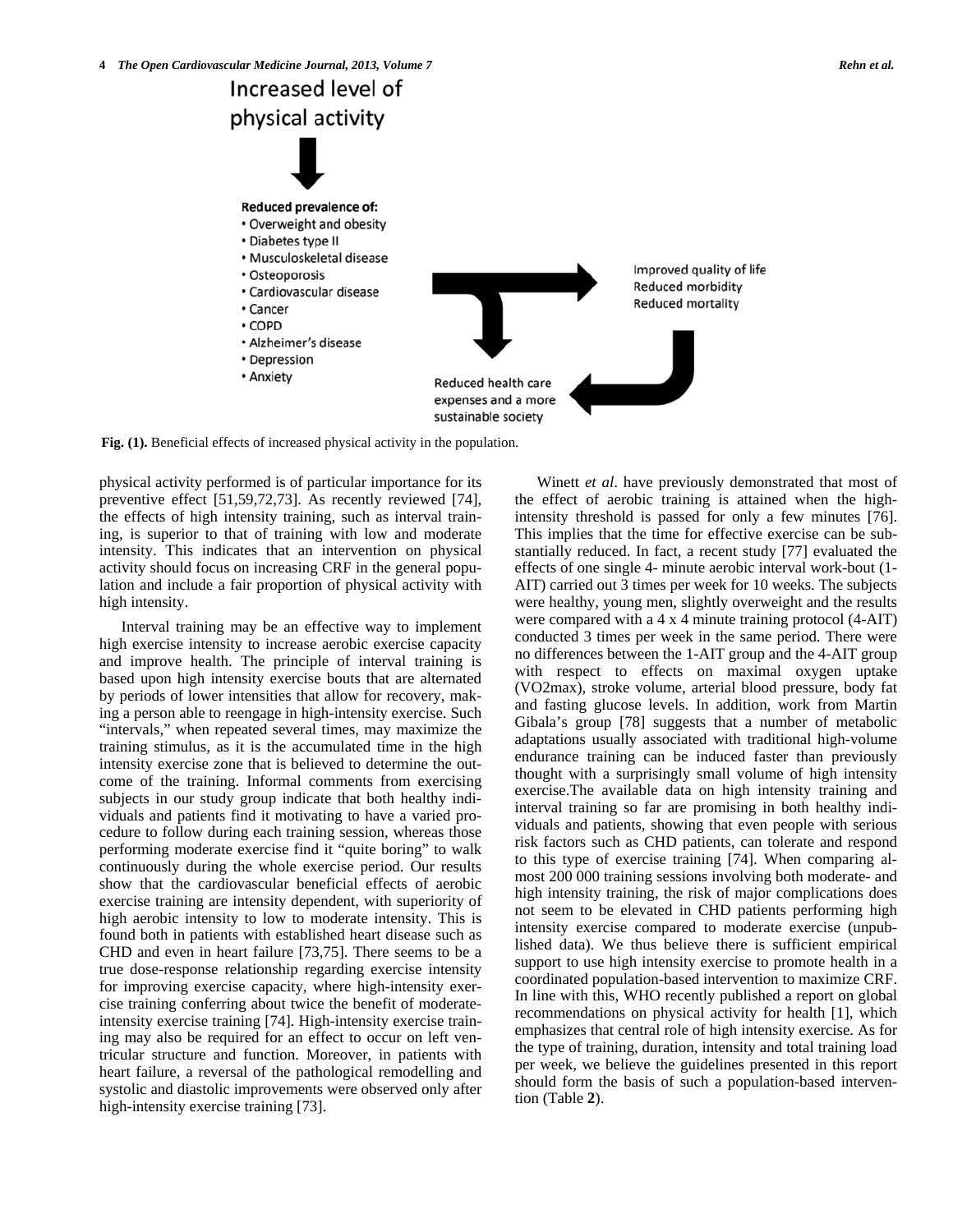Increased level of physical activity

Reduced prevalence of:

- Overweight and obesity
- Diabetes type II
- Musculoskeletal disease
- Osteoporosis
- Cardiovascular disease
- Cancer
- COPD
- Alzheimer's disease
- Depression
- Anxiety

Improved quality of life
Reduced morbidity
Reduced mortality

Reduced health care expenses and a more sustainable society

**Fig. (1).** Beneficial effects of increased physical activity in the population.

physical activity performed is of particular importance for its preventive effect [51,59,72,73]. As recently reviewed [74], the effects of high intensity training, such as interval training, is superior to that of training with low and moderate intensity. This indicates that an intervention on physical activity should focus on increasing CRF in the general population and include a fair proportion of physical activity with high intensity.

Interval training may be an effective way to implement high exercise intensity to increase aerobic exercise capacity and improve health. The principle of interval training is based upon high intensity exercise bouts that are alternated by periods of lower intensities that allow for recovery, making a person able to reengage in high-intensity exercise. Such "intervals," when repeated several times, may maximize the training stimulus, as it is the accumulated time in the high intensity exercise zone that is believed to determine the outcome of the training. Informal comments from exercising subjects in our study group indicate that both healthy individuals and patients find it motivating to have a varied procedure to follow during each training session, whereas those performing moderate exercise find it "quite boring" to walk continuously during the whole exercise period. Our results show that the cardiovascular beneficial effects of aerobic exercise training are intensity dependent, with superiority of high aerobic intensity to low to moderate intensity. This is found both in patients with established heart disease such as CHD and even in heart failure [73,75]. There seems to be a true dose-response relationship regarding exercise intensity for improving exercise capacity, where high-intensity exercise training conferring about twice the benefit of moderate-intensity exercise training [74]. High-intensity exercise training may also be required for an effect to occur on left ventricular structure and function. Moreover, in patients with heart failure, a reversal of the pathological remodelling and systolic and diastolic improvements were observed only after high-intensity exercise training [73].

Winett *et al*. have previously demonstrated that most of the effect of aerobic training is attained when the high-intensity threshold is passed for only a few minutes [76]. This implies that the time for effective exercise can be substantially reduced. In fact, a recent study [77] evaluated the effects of one single 4- minute aerobic interval work-bout (1-AIT) carried out 3 times per week for 10 weeks. The subjects were healthy, young men, slightly overweight and the results were compared with a 4 x 4 minute training protocol (4-AIT) conducted 3 times per week in the same period. There were no differences between the 1-AIT group and the 4-AIT group with respect to effects on maximal oxygen uptake (VO2max), stroke volume, arterial blood pressure, body fat and fasting glucose levels. In addition, work from Martin Gibala's group [78] suggests that a number of metabolic adaptations usually associated with traditional high-volume endurance training can be induced faster than previously thought with a surprisingly small volume of high intensity exercise.The available data on high intensity training and interval training so far are promising in both healthy individuals and patients, showing that even people with serious risk factors such as CHD patients, can tolerate and respond to this type of exercise training [74]. When comparing almost 200 000 training sessions involving both moderate- and high intensity training, the risk of major complications does not seem to be elevated in CHD patients performing high intensity exercise compared to moderate exercise (unpublished data). We thus believe there is sufficient empirical support to use high intensity exercise to promote health in a coordinated population-based intervention to maximize CRF. In line with this, WHO recently published a report on global recommendations on physical activity for health [1], which emphasizes that central role of high intensity exercise. As for the type of training, duration, intensity and total training load per week, we believe the guidelines presented in this report should form the basis of such a population-based intervention (Table **2**).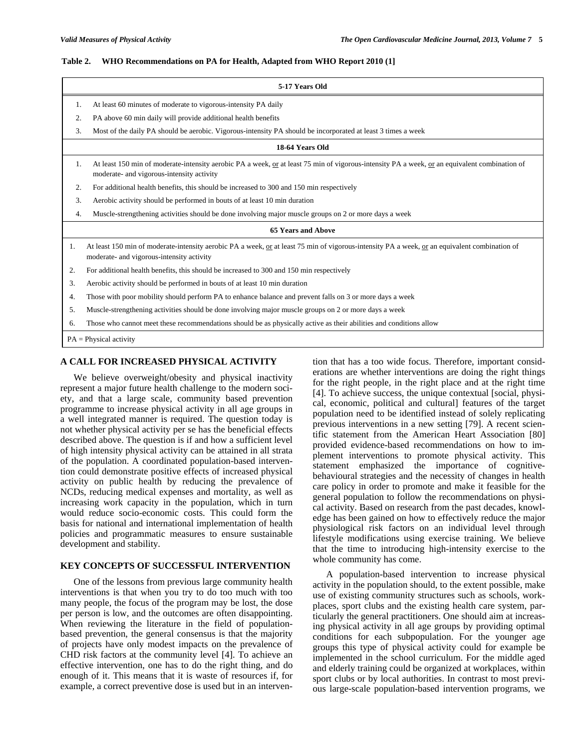**Table 2. WHO Recommendations on PA for Health, Adapted from WHO Report 2010 [1]**

| | |
|---|---|
| | **5-17 Years Old** |
| 1. | At least 60 minutes of moderate to vigorous-intensity PA daily |
| 2. | PA above 60 min daily will provide additional health benefits |
| 3. | Most of the daily PA should be aerobic. Vigorous-intensity PA should be incorporated at least 3 times a week |
| | **18-64 Years Old** |
| 1. | At least 150 min of moderate-intensity aerobic PA a week, or at least 75 min of vigorous-intensity PA a week, or an equivalent combination of moderate- and vigorous-intensity activity |
| 2. | For additional health benefits, this should be increased to 300 and 150 min respectively |
| 3. | Aerobic activity should be performed in bouts of at least 10 min duration |
| 4. | Muscle-strengthening activities should be done involving major muscle groups on 2 or more days a week |
| | **65 Years and Above** |
| 1. | At least 150 min of moderate-intensity aerobic PA a week, or at least 75 min of vigorous-intensity PA a week, or an equivalent combination of moderate- and vigorous-intensity activity |
| 2. | For additional health benefits, this should be increased to 300 and 150 min respectively |
| 3. | Aerobic activity should be performed in bouts of at least 10 min duration |
| 4. | Those with poor mobility should perform PA to enhance balance and prevent falls on 3 or more days a week |
| 5. | Muscle-strengthening activities should be done involving major muscle groups on 2 or more days a week |
| 6. | Those who cannot meet these recommendations should be as physically active as their abilities and conditions allow |

PA = Physical activity

## A CALL FOR INCREASED PHYSICAL ACTIVITY

We believe overweight/obesity and physical inactivity represent a major future health challenge to the modern society, and that a large scale, community based prevention programme to increase physical activity in all age groups in a well integrated manner is required. The question today is not whether physical activity per se has the beneficial effects described above. The question is if and how a sufficient level of high intensity physical activity can be attained in all strata of the population. A coordinated population-based intervention could demonstrate positive effects of increased physical activity on public health by reducing the prevalence of NCDs, reducing medical expenses and mortality, as well as increasing work capacity in the population, which in turn would reduce socio-economic costs. This could form the basis for national and international implementation of health policies and programmatic measures to ensure sustainable development and stability.

## KEY CONCEPTS OF SUCCESSFUL INTERVENTION

One of the lessons from previous large community health interventions is that when you try to do too much with too many people, the focus of the program may be lost, the dose per person is low, and the outcomes are often disappointing. When reviewing the literature in the field of population-based prevention, the general consensus is that the majority of projects have only modest impacts on the prevalence of CHD risk factors at the community level [4]. To achieve an effective intervention, one has to do the right thing, and do enough of it. This means that it is waste of resources if, for example, a correct preventive dose is used but in an intervention that has a too wide focus. Therefore, important considerations are whether interventions are doing the right things for the right people, in the right place and at the right time [4]. To achieve success, the unique contextual [social, physical, economic, political and cultural] features of the target population need to be identified instead of solely replicating previous interventions in a new setting [79]. A recent scientific statement from the American Heart Association [80] provided evidence-based recommendations on how to implement interventions to promote physical activity. This statement emphasized the importance of cognitive-behavioural strategies and the necessity of changes in health care policy in order to promote and make it feasible for the general population to follow the recommendations on physical activity. Based on research from the past decades, knowledge has been gained on how to effectively reduce the major physiological risk factors on an individual level through lifestyle modifications using exercise training. We believe that the time to introducing high-intensity exercise to the whole community has come.

A population-based intervention to increase physical activity in the population should, to the extent possible, make use of existing community structures such as schools, workplaces, sport clubs and the existing health care system, particularly the general practitioners. One should aim at increasing physical activity in all age groups by providing optimal conditions for each subpopulation. For the younger age groups this type of physical activity could for example be implemented in the school curriculum. For the middle aged and elderly training could be organized at workplaces, within sport clubs or by local authorities. In contrast to most previous large-scale population-based intervention programs, we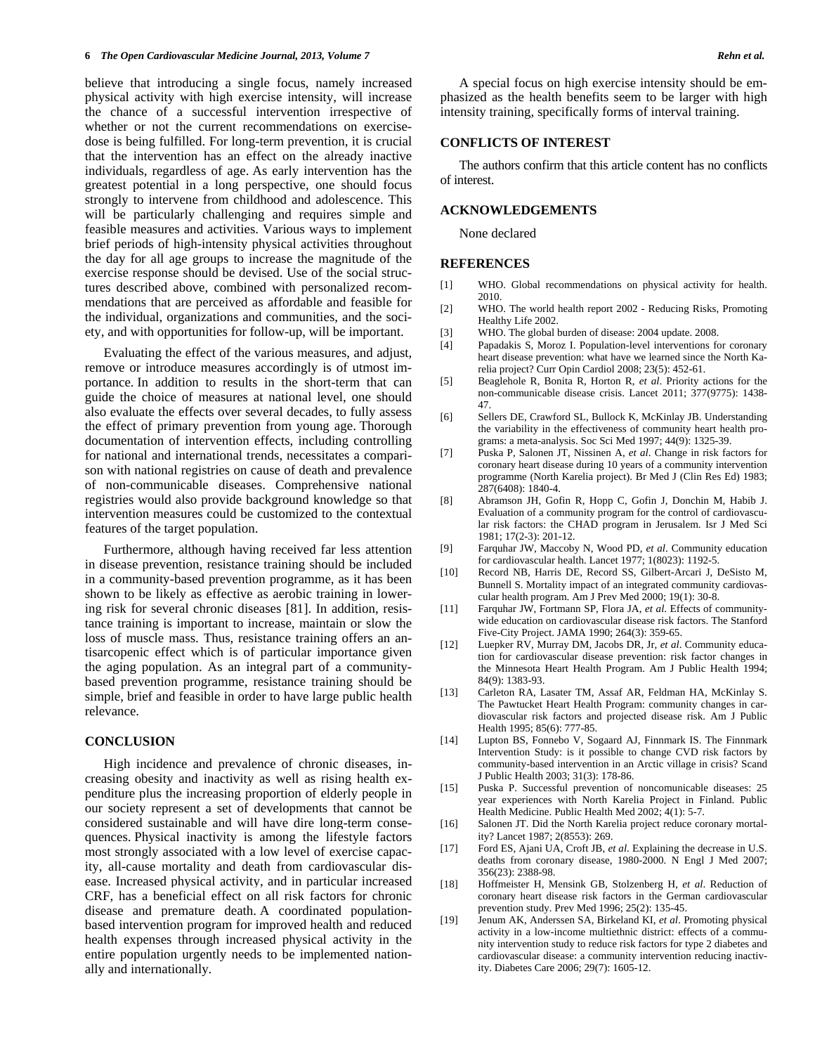believe that introducing a single focus, namely increased physical activity with high exercise intensity, will increase the chance of a successful intervention irrespective of whether or not the current recommendations on exercise-dose is being fulfilled. For long-term prevention, it is crucial that the intervention has an effect on the already inactive individuals, regardless of age. As early intervention has the greatest potential in a long perspective, one should focus strongly to intervene from childhood and adolescence. This will be particularly challenging and requires simple and feasible measures and activities. Various ways to implement brief periods of high-intensity physical activities throughout the day for all age groups to increase the magnitude of the exercise response should be devised. Use of the social structures described above, combined with personalized recommendations that are perceived as affordable and feasible for the individual, organizations and communities, and the society, and with opportunities for follow-up, will be important.

Evaluating the effect of the various measures, and adjust, remove or introduce measures accordingly is of utmost importance. In addition to results in the short-term that can guide the choice of measures at national level, one should also evaluate the effects over several decades, to fully assess the effect of primary prevention from young age. Thorough documentation of intervention effects, including controlling for national and international trends, necessitates a comparison with national registries on cause of death and prevalence of non-communicable diseases. Comprehensive national registries would also provide background knowledge so that intervention measures could be customized to the contextual features of the target population.

Furthermore, although having received far less attention in disease prevention, resistance training should be included in a community-based prevention programme, as it has been shown to be likely as effective as aerobic training in lowering risk for several chronic diseases [81]. In addition, resistance training is important to increase, maintain or slow the loss of muscle mass. Thus, resistance training offers an antisarcopenic effect which is of particular importance given the aging population. As an integral part of a community-based prevention programme, resistance training should be simple, brief and feasible in order to have large public health relevance.

## CONCLUSION

High incidence and prevalence of chronic diseases, increasing obesity and inactivity as well as rising health expenditure plus the increasing proportion of elderly people in our society represent a set of developments that cannot be considered sustainable and will have dire long-term consequences. Physical inactivity is among the lifestyle factors most strongly associated with a low level of exercise capacity, all-cause mortality and death from cardiovascular disease. Increased physical activity, and in particular increased CRF, has a beneficial effect on all risk factors for chronic disease and premature death. A coordinated population-based intervention program for improved health and reduced health expenses through increased physical activity in the entire population urgently needs to be implemented nationally and internationally.

A special focus on high exercise intensity should be emphasized as the health benefits seem to be larger with high intensity training, specifically forms of interval training.

## CONFLICTS OF INTEREST

The authors confirm that this article content has no conflicts of interest.

## ACKNOWLEDGEMENTS

None declared

## REFERENCES

[1] WHO. Global recommendations on physical activity for health. 2010.

[2] WHO. The world health report 2002 - Reducing Risks, Promoting Healthy Life 2002.

[3] WHO. The global burden of disease: 2004 update. 2008.

[4] Papadakis S, Moroz I. Population-level interventions for coronary heart disease prevention: what have we learned since the North Karelia project? Curr Opin Cardiol 2008; 23(5): 452-61.

[5] Beaglehole R, Bonita R, Horton R, *et al*. Priority actions for the non-communicable disease crisis. Lancet 2011; 377(9775): 1438-47.

[6] Sellers DE, Crawford SL, Bullock K, McKinlay JB. Understanding the variability in the effectiveness of community heart health programs: a meta-analysis. Soc Sci Med 1997; 44(9): 1325-39.

[7] Puska P, Salonen JT, Nissinen A, *et al*. Change in risk factors for coronary heart disease during 10 years of a community intervention programme (North Karelia project). Br Med J (Clin Res Ed) 1983; 287(6408): 1840-4.

[8] Abramson JH, Gofin R, Hopp C, Gofin J, Donchin M, Habib J. Evaluation of a community program for the control of cardiovascular risk factors: the CHAD program in Jerusalem. Isr J Med Sci 1981; 17(2-3): 201-12.

[9] Farquhar JW, Maccoby N, Wood PD, *et al*. Community education for cardiovascular health. Lancet 1977; 1(8023): 1192-5.

[10] Record NB, Harris DE, Record SS, Gilbert-Arcari J, DeSisto M, Bunnell S. Mortality impact of an integrated community cardiovascular health program. Am J Prev Med 2000; 19(1): 30-8.

[11] Farquhar JW, Fortmann SP, Flora JA, *et al*. Effects of community-wide education on cardiovascular disease risk factors. The Stanford Five-City Project. JAMA 1990; 264(3): 359-65.

[12] Luepker RV, Murray DM, Jacobs DR, Jr, *et al*. Community education for cardiovascular disease prevention: risk factor changes in the Minnesota Heart Health Program. Am J Public Health 1994; 84(9): 1383-93.

[13] Carleton RA, Lasater TM, Assaf AR, Feldman HA, McKinlay S. The Pawtucket Heart Health Program: community changes in cardiovascular risk factors and projected disease risk. Am J Public Health 1995; 85(6): 777-85.

[14] Lupton BS, Fonnebo V, Sogaard AJ, Finnmark IS. The Finnmark Intervention Study: is it possible to change CVD risk factors by community-based intervention in an Arctic village in crisis? Scand J Public Health 2003; 31(3): 178-86.

[15] Puska P. Successful prevention of noncomunicable diseases: 25 year experiences with North Karelia Project in Finland. Public Health Medicine. Public Health Med 2002; 4(1): 5-7.

[16] Salonen JT. Did the North Karelia project reduce coronary mortality? Lancet 1987; 2(8553): 269.

[17] Ford ES, Ajani UA, Croft JB, *et al*. Explaining the decrease in U.S. deaths from coronary disease, 1980-2000. N Engl J Med 2007; 356(23): 2388-98.

[18] Hoffmeister H, Mensink GB, Stolzenberg H, *et al*. Reduction of coronary heart disease risk factors in the German cardiovascular prevention study. Prev Med 1996; 25(2): 135-45.

[19] Jenum AK, Anderssen SA, Birkeland KI, *et al*. Promoting physical activity in a low-income multiethnic district: effects of a community intervention study to reduce risk factors for type 2 diabetes and cardiovascular disease: a community intervention reducing inactivity. Diabetes Care 2006; 29(7): 1605-12.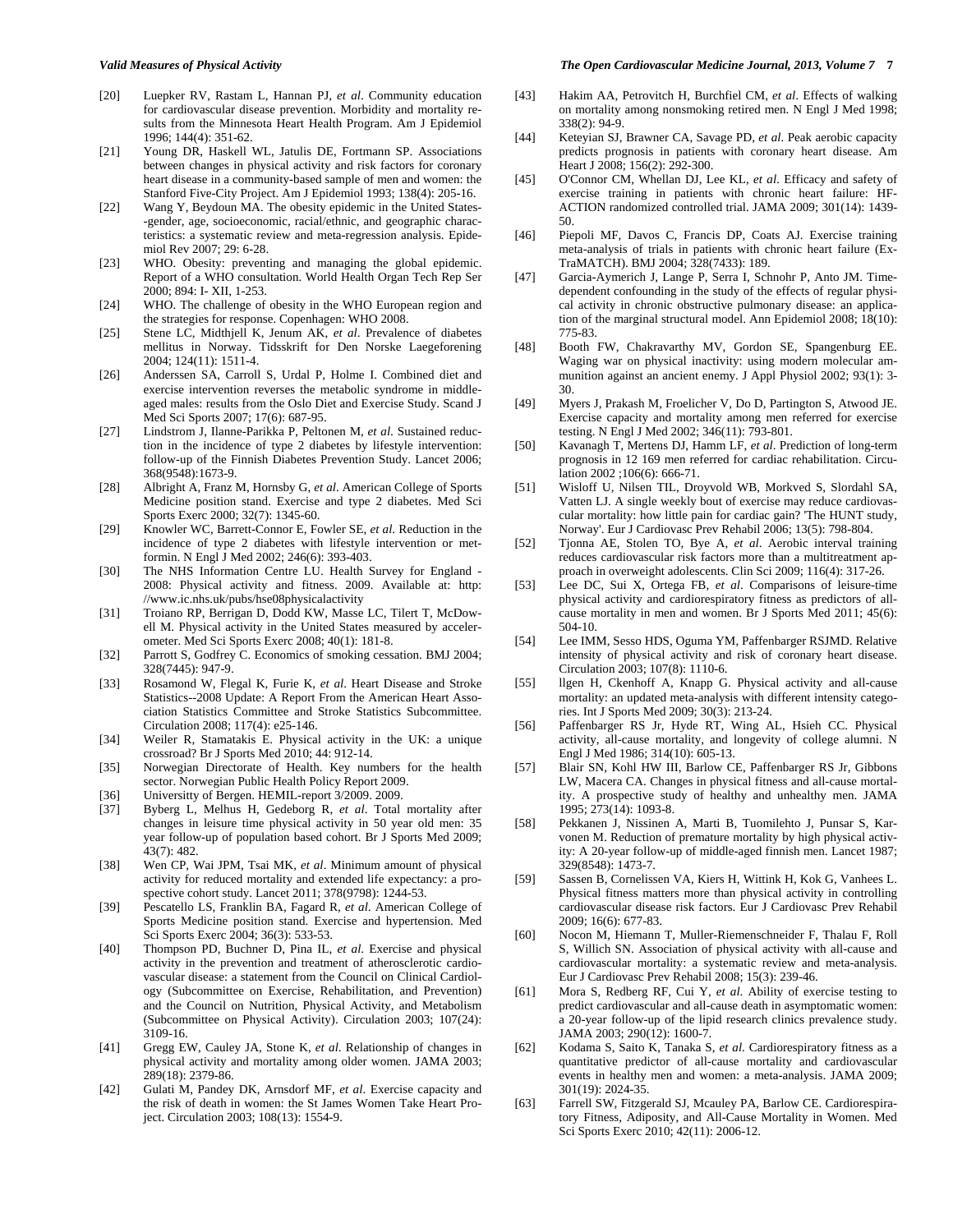[20] Luepker RV, Rastam L, Hannan PJ, *et al*. Community education for cardiovascular disease prevention. Morbidity and mortality results from the Minnesota Heart Health Program. Am J Epidemiol 1996; 144(4): 351-62.

[21] Young DR, Haskell WL, Jatulis DE, Fortmann SP. Associations between changes in physical activity and risk factors for coronary heart disease in a community-based sample of men and women: the Stanford Five-City Project. Am J Epidemiol 1993; 138(4): 205-16.

[22] Wang Y, Beydoun MA. The obesity epidemic in the United States--gender, age, socioeconomic, racial/ethnic, and geographic characteristics: a systematic review and meta-regression analysis. Epidemiol Rev 2007; 29: 6-28.

[23] WHO. Obesity: preventing and managing the global epidemic. Report of a WHO consultation. World Health Organ Tech Rep Ser 2000; 894: I- XII, 1-253.

[24] WHO. The challenge of obesity in the WHO European region and the strategies for response. Copenhagen: WHO 2008.

[25] Stene LC, Midthjell K, Jenum AK, *et al*. Prevalence of diabetes mellitus in Norway. Tidsskrift for Den Norske Laegeforening 2004; 124(11): 1511-4.

[26] Anderssen SA, Carroll S, Urdal P, Holme I. Combined diet and exercise intervention reverses the metabolic syndrome in middle-aged males: results from the Oslo Diet and Exercise Study. Scand J Med Sci Sports 2007; 17(6): 687-95.

[27] Lindstrom J, Ilanne-Parikka P, Peltonen M, *et al*. Sustained reduction in the incidence of type 2 diabetes by lifestyle intervention: follow-up of the Finnish Diabetes Prevention Study. Lancet 2006; 368(9548):1673-9.

[28] Albright A, Franz M, Hornsby G, *et al*. American College of Sports Medicine position stand. Exercise and type 2 diabetes. Med Sci Sports Exerc 2000; 32(7): 1345-60.

[29] Knowler WC, Barrett-Connor E, Fowler SE, *et al*. Reduction in the incidence of type 2 diabetes with lifestyle intervention or metformin. N Engl J Med 2002; 246(6): 393-403.

[30] The NHS Information Centre LU. Health Survey for England - 2008: Physical activity and fitness. 2009. Available at: http://www.ic.nhs.uk/pubs/hse08physicalactivity

[31] Troiano RP, Berrigan D, Dodd KW, Masse LC, Tilert T, McDowell M. Physical activity in the United States measured by accelerometer. Med Sci Sports Exerc 2008; 40(1): 181-8.

[32] Parrott S, Godfrey C. Economics of smoking cessation. BMJ 2004; 328(7445): 947-9.

[33] Rosamond W, Flegal K, Furie K, *et al*. Heart Disease and Stroke Statistics--2008 Update: A Report From the American Heart Association Statistics Committee and Stroke Statistics Subcommittee. Circulation 2008; 117(4): e25-146.

[34] Weiler R, Stamatakis E. Physical activity in the UK: a unique crossroad? Br J Sports Med 2010; 44: 912-14.

[35] Norwegian Directorate of Health. Key numbers for the health sector. Norwegian Public Health Policy Report 2009.

[36] Universitty of Bergen. HEMIL-report 3/2009. 2009.

[37] Byberg L, Melhus H, Gedeborg R, *et al*. Total mortality after changes in leisure time physical activity in 50 year old men: 35 year follow-up of population based cohort. Br J Sports Med 2009; 43(7): 482.

[38] Wen CP, Wai JPM, Tsai MK, *et al*. Minimum amount of physical activity for reduced mortality and extended life expectancy: a prospective cohort study. Lancet 2011; 378(9798): 1244-53.

[39] Pescatello LS, Franklin BA, Fagard R, *et al*. American College of Sports Medicine position stand. Exercise and hypertension. Med Sci Sports Exerc 2004; 36(3): 533-53.

[40] Thompson PD, Buchner D, Pina IL, *et al*. Exercise and physical activity in the prevention and treatment of atherosclerotic cardiovascular disease: a statement from the Council on Clinical Cardiology (Subcommittee on Exercise, Rehabilitation, and Prevention) and the Council on Nutrition, Physical Activity, and Metabolism (Subcommittee on Physical Activity). Circulation 2003; 107(24): 3109-16.

[41] Gregg EW, Cauley JA, Stone K, *et al*. Relationship of changes in physical activity and mortality among older women. JAMA 2003; 289(18): 2379-86.

[42] Gulati M, Pandey DK, Arnsdorf MF, *et al*. Exercise capacity and the risk of death in women: the St James Women Take Heart Project. Circulation 2003; 108(13): 1554-9.

[43] Hakim AA, Petrovitch H, Burchfiel CM, *et al*. Effects of walking on mortality among nonsmoking retired men. N Engl J Med 1998; 338(2): 94-9.

[44] Keteyian SJ, Brawner CA, Savage PD, *et al*. Peak aerobic capacity predicts prognosis in patients with coronary heart disease. Am Heart J 2008; 156(2): 292-300.

[45] O'Connor CM, Whellan DJ, Lee KL, *et al*. Efficacy and safety of exercise training in patients with chronic heart failure: HF-ACTION randomized controlled trial. JAMA 2009; 301(14): 1439-50.

[46] Piepoli MF, Davos C, Francis DP, Coats AJ. Exercise training meta-analysis of trials in patients with chronic heart failure (ExTraMATCH). BMJ 2004; 328(7433): 189.

[47] Garcia-Aymerich J, Lange P, Serra I, Schnohr P, Anto JM. Time-dependent confounding in the study of the effects of regular physical activity in chronic obstructive pulmonary disease: an application of the marginal structural model. Ann Epidemiol 2008; 18(10): 775-83.

[48] Booth FW, Chakravarthy MV, Gordon SE, Spangenburg EE. Waging war on physical inactivity: using modern molecular ammunition against an ancient enemy. J Appl Physiol 2002; 93(1): 3-30.

[49] Myers J, Prakash M, Froelicher V, Do D, Partington S, Atwood JE. Exercise capacity and mortality among men referred for exercise testing. N Engl J Med 2002; 346(11): 793-801.

[50] Kavanagh T, Mertens DJ, Hamm LF, *et al*. Prediction of long-term prognosis in 12 169 men referred for cardiac rehabilitation. Circulation 2002 ;106(6): 666-71.

[51] Wisloff U, Nilsen TIL, Droyvold WB, Morkved S, Slordahl SA, Vatten LJ. A single weekly bout of exercise may reduce cardiovascular mortality: how little pain for cardiac gain? 'The HUNT study, Norway'. Eur J Cardiovasc Prev Rehabil 2006; 13(5): 798-804.

[52] Tjonna AE, Stolen TO, Bye A, *et al*. Aerobic interval training reduces cardiovascular risk factors more than a multitreatment approach in overweight adolescents. Clin Sci 2009; 116(4): 317-26.

[53] Lee DC, Sui X, Ortega FB, *et al*. Comparisons of leisure-time physical activity and cardiorespiratory fitness as predictors of all-cause mortality in men and women. Br J Sports Med 2011; 45(6): 504-10.

[54] Lee IMM, Sesso HDS, Oguma YM, Paffenbarger RSJMD. Relative intensity of physical activity and risk of coronary heart disease. Circulation 2003; 107(8): 1110-6.

[55] llgen H, Ckenhoff A, Knapp G. Physical activity and all-cause mortality: an updated meta-analysis with different intensity categories. Int J Sports Med 2009; 30(3): 213-24.

[56] Paffenbarger RS Jr, Hyde RT, Wing AL, Hsieh CC. Physical activity, all-cause mortality, and longevity of college alumni. N Engl J Med 1986; 314(10): 605-13.

[57] Blair SN, Kohl HW III, Barlow CE, Paffenbarger RS Jr, Gibbons LW, Macera CA. Changes in physical fitness and all-cause mortality. A prospective study of healthy and unhealthy men. JAMA 1995; 273(14): 1093-8.

[58] Pekkanen J, Nissinen A, Marti B, Tuomilehto J, Punsar S, Karvonen M. Reduction of premature mortality by high physical activity: A 20-year follow-up of middle-aged finnish men. Lancet 1987; 329(8548): 1473-7.

[59] Sassen B, Cornelissen VA, Kiers H, Wittink H, Kok G, Vanhees L. Physical fitness matters more than physical activity in controlling cardiovascular disease risk factors. Eur J Cardiovasc Prev Rehabil 2009; 16(6): 677-83.

[60] Nocon M, Hiemann T, Muller-Riemenschneider F, Thalau F, Roll S, Willich SN. Association of physical activity with all-cause and cardiovascular mortality: a systematic review and meta-analysis. Eur J Cardiovasc Prev Rehabil 2008; 15(3): 239-46.

[61] Mora S, Redberg RF, Cui Y, *et al*. Ability of exercise testing to predict cardiovascular and all-cause death in asymptomatic women: a 20-year follow-up of the lipid research clinics prevalence study. JAMA 2003; 290(12): 1600-7.

[62] Kodama S, Saito K, Tanaka S, *et al*. Cardiorespiratory fitness as a quantitative predictor of all-cause mortality and cardiovascular events in healthy men and women: a meta-analysis. JAMA 2009; 301(19): 2024-35.

[63] Farrell SW, Fitzgerald SJ, Mcauley PA, Barlow CE. Cardiorespiratory Fitness, Adiposity, and All-Cause Mortality in Women. Med Sci Sports Exerc 2010; 42(11): 2006-12.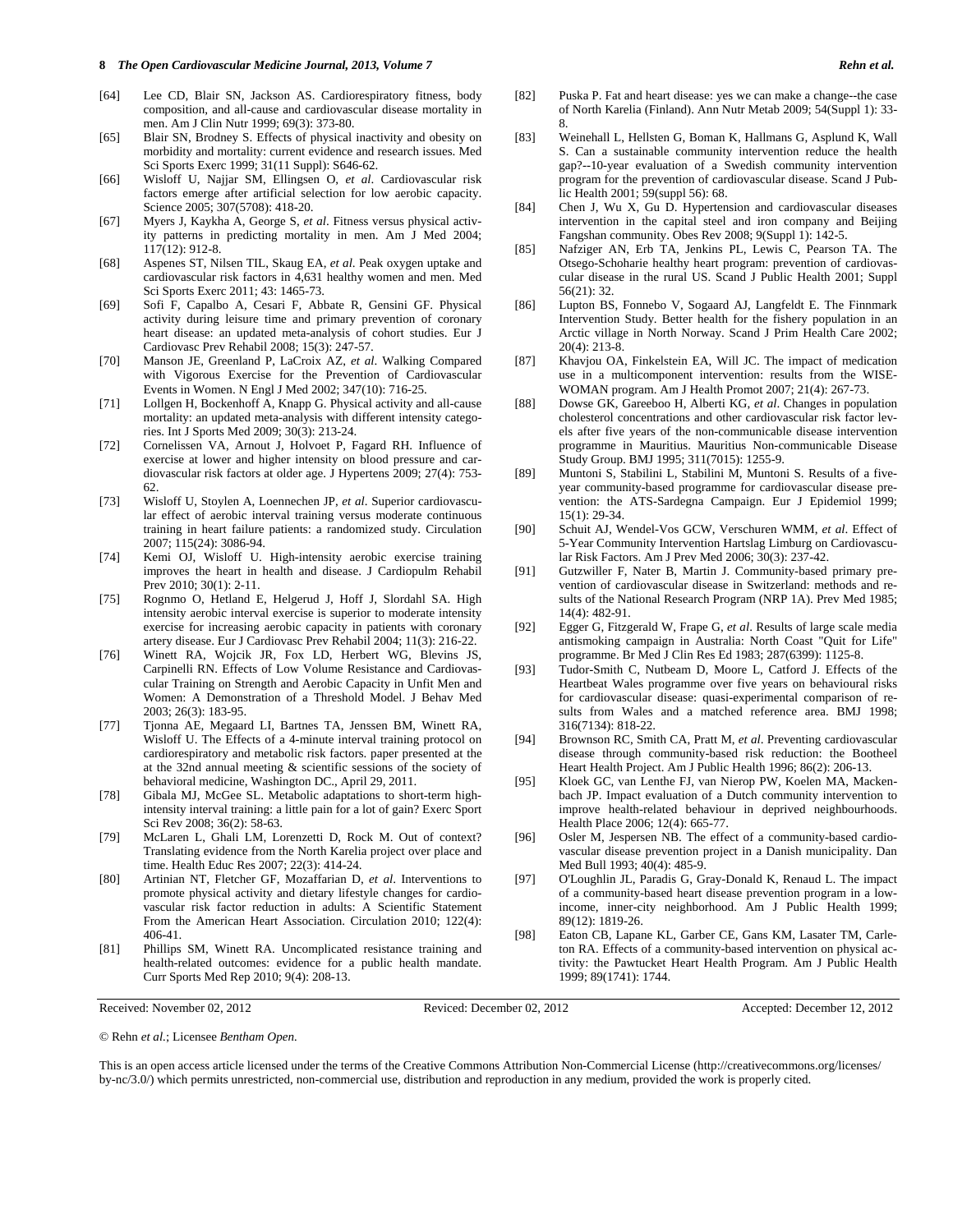[64] Lee CD, Blair SN, Jackson AS. Cardiorespiratory fitness, body composition, and all-cause and cardiovascular disease mortality in men. Am J Clin Nutr 1999; 69(3): 373-80.

[65] Blair SN, Brodney S. Effects of physical inactivity and obesity on morbidity and mortality: current evidence and research issues. Med Sci Sports Exerc 1999; 31(11 Suppl): S646-62.

[66] Wisloff U, Najjar SM, Ellingsen O, *et al*. Cardiovascular risk factors emerge after artificial selection for low aerobic capacity. Science 2005; 307(5708): 418-20.

[67] Myers J, Kaykha A, George S, *et al*. Fitness versus physical activity patterns in predicting mortality in men. Am J Med 2004; 117(12): 912-8.

[68] Aspenes ST, Nilsen TIL, Skaug EA, *et al*. Peak oxygen uptake and cardiovascular risk factors in 4,631 healthy women and men. Med Sci Sports Exerc 2011; 43: 1465-73.

[69] Sofi F, Capalbo A, Cesari F, Abbate R, Gensini GF. Physical activity during leisure time and primary prevention of coronary heart disease: an updated meta-analysis of cohort studies. Eur J Cardiovasc Prev Rehabil 2008; 15(3): 247-57.

[70] Manson JE, Greenland P, LaCroix AZ, *et al*. Walking Compared with Vigorous Exercise for the Prevention of Cardiovascular Events in Women. N Engl J Med 2002; 347(10): 716-25.

[71] Lollgen H, Bockenhoff A, Knapp G. Physical activity and all-cause mortality: an updated meta-analysis with different intensity categories. Int J Sports Med 2009; 30(3): 213-24.

[72] Cornelissen VA, Arnout J, Holvoet P, Fagard RH. Influence of exercise at lower and higher intensity on blood pressure and cardiovascular risk factors at older age. J Hypertens 2009; 27(4): 753-62.

[73] Wisloff U, Stoylen A, Loennechen JP, *et al*. Superior cardiovascular effect of aerobic interval training versus moderate continuous training in heart failure patients: a randomized study. Circulation 2007; 115(24): 3086-94.

[74] Kemi OJ, Wisloff U. High-intensity aerobic exercise training improves the heart in health and disease. J Cardiopulm Rehabil Prev 2010; 30(1): 2-11.

[75] Rognmo O, Hetland E, Helgerud J, Hoff J, Slordahl SA. High intensity aerobic interval exercise is superior to moderate intensity exercise for increasing aerobic capacity in patients with coronary artery disease. Eur J Cardiovasc Prev Rehabil 2004; 11(3): 216-22.

[76] Winett RA, Wojcik JR, Fox LD, Herbert WG, Blevins JS, Carpinelli RN. Effects of Low Volume Resistance and Cardiovascular Training on Strength and Aerobic Capacity in Unfit Men and Women: A Demonstration of a Threshold Model. J Behav Med 2003; 26(3): 183-95.

[77] Tjonna AE, Megaard LI, Bartnes TA, Jenssen BM, Winett RA, Wisloff U. The Effects of a 4-minute interval training protocol on cardiorespiratory and metabolic risk factors. paper presented at the at the 32nd annual meeting & scientific sessions of the society of behavioral medicine, Washington DC., April 29, 2011.

[78] Gibala MJ, McGee SL. Metabolic adaptations to short-term high-intensity interval training: a little pain for a lot of gain? Exerc Sport Sci Rev 2008; 36(2): 58-63.

[79] McLaren L, Ghali LM, Lorenzetti D, Rock M. Out of context? Translating evidence from the North Karelia project over place and time. Health Educ Res 2007; 22(3): 414-24.

[80] Artinian NT, Fletcher GF, Mozaffarian D, *et al*. Interventions to promote physical activity and dietary lifestyle changes for cardiovascular risk factor reduction in adults: A Scientific Statement From the American Heart Association. Circulation 2010; 122(4): 406-41.

[81] Phillips SM, Winett RA. Uncomplicated resistance training and health-related outcomes: evidence for a public health mandate. Curr Sports Med Rep 2010; 9(4): 208-13.

[82] Puska P. Fat and heart disease: yes we can make a change--the case of North Karelia (Finland). Ann Nutr Metab 2009; 54(Suppl 1): 33-8.

[83] Weinehall L, Hellsten G, Boman K, Hallmans G, Asplund K, Wall S. Can a sustainable community intervention reduce the health gap?--10-year evaluation of a Swedish community intervention program for the prevention of cardiovascular disease. Scand J Public Health 2001; 59(suppl 56): 68.

[84] Chen J, Wu X, Gu D. Hypertension and cardiovascular diseases intervention in the capital steel and iron company and Beijing Fangshan community. Obes Rev 2008; 9(Suppl 1): 142-5.

[85] Nafziger AN, Erb TA, Jenkins PL, Lewis C, Pearson TA. The Otsego-Schoharie healthy heart program: prevention of cardiovascular disease in the rural US. Scand J Public Health 2001; Suppl 56(21): 32.

[86] Lupton BS, Fonnebo V, Sogaard AJ, Langfeldt E. The Finnmark Intervention Study. Better health for the fishery population in an Arctic village in North Norway. Scand J Prim Health Care 2002; 20(4): 213-8.

[87] Khavjou OA, Finkelstein EA, Will JC. The impact of medication use in a multicomponent intervention: results from the WISE-WOMAN program. Am J Health Promot 2007; 21(4): 267-73.

[88] Dowse GK, Gareeboo H, Alberti KG, *et al*. Changes in population cholesterol concentrations and other cardiovascular risk factor levels after five years of the non-communicable disease intervention programme in Mauritius. Mauritius Non-communicable Disease Study Group. BMJ 1995; 311(7015): 1255-9.

[89] Muntoni S, Stabilini L, Stabilini M, Muntoni S. Results of a five-year community-based programme for cardiovascular disease prevention: the ATS-Sardegna Campaign. Eur J Epidemiol 1999; 15(1): 29-34.

[90] Schuit AJ, Wendel-Vos GCW, Verschuren WMM, *et al*. Effect of 5-Year Community Intervention Hartslag Limburg on Cardiovascular Risk Factors. Am J Prev Med 2006; 30(3): 237-42.

[91] Gutzwiller F, Nater B, Martin J. Community-based primary prevention of cardiovascular disease in Switzerland: methods and results of the National Research Program (NRP 1A). Prev Med 1985; 14(4): 482-91.

[92] Egger G, Fitzgerald W, Frape G, *et al*. Results of large scale media antismoking campaign in Australia: North Coast "Quit for Life" programme. Br Med J Clin Res Ed 1983; 287(6399): 1125-8.

[93] Tudor-Smith C, Nutbeam D, Moore L, Catford J. Effects of the Heartbeat Wales programme over five years on behavioural risks for cardiovascular disease: quasi-experimental comparison of results from Wales and a matched reference area. BMJ 1998; 316(7134): 818-22.

[94] Brownson RC, Smith CA, Pratt M, *et al*. Preventing cardiovascular disease through community-based risk reduction: the Bootheel Heart Health Project. Am J Public Health 1996; 86(2): 206-13.

[95] Kloek GC, van Lenthe FJ, van Nierop PW, Koelen MA, Mackenbach JP. Impact evaluation of a Dutch community intervention to improve health-related behaviour in deprived neighbourhoods. Health Place 2006; 12(4): 665-77.

[96] Osler M, Jespersen NB. The effect of a community-based cardiovascular disease prevention project in a Danish municipality. Dan Med Bull 1993; 40(4): 485-9.

[97] O'Loughlin JL, Paradis G, Gray-Donald K, Renaud L. The impact of a community-based heart disease prevention program in a low-income, inner-city neighborhood. Am J Public Health 1999; 89(12): 1819-26.

[98] Eaton CB, Lapane KL, Garber CE, Gans KM, Lasater TM, Carleton RA. Effects of a community-based intervention on physical activity: the Pawtucket Heart Health Program. Am J Public Health 1999; 89(1741): 1744.

Received: November 02, 2012 Reviced: December 02, 2012 Accepted: December 12, 2012

© Rehn *et al.*; Licensee *Bentham Open*.

This is an open access article licensed under the terms of the Creative Commons Attribution Non-Commercial License (http://creativecommons.org/licenses/by-nc/3.0/) which permits unrestricted, non-commercial use, distribution and reproduction in any medium, provided the work is properly cited.